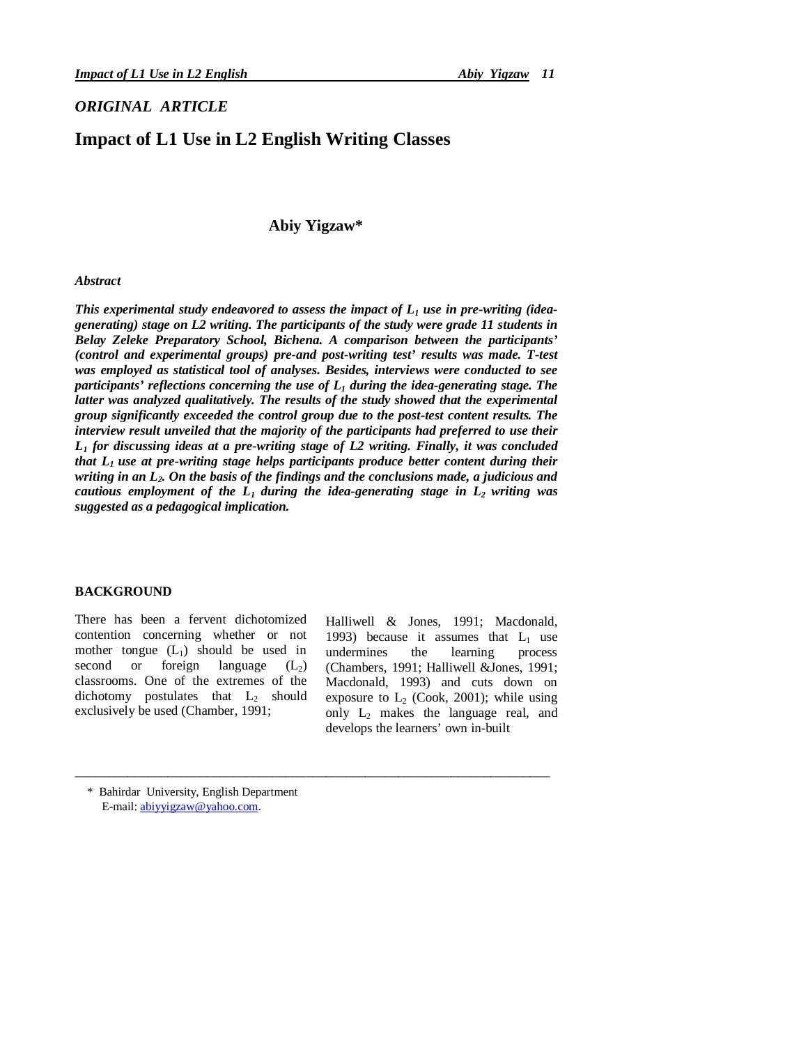*ORIGINAL ARTICLE*

# Impact of L1 Use in L2 English Writing Classes

**Abiy Yigzaw\***

### *Abstract*

***This experimental study endeavored to assess the impact of $L_1$ use in pre-writing (idea-generating) stage on L2 writing. The participants of the study were grade 11 students in Belay Zeleke Preparatory School, Bichena. A comparison between the participants' (control and experimental groups) pre-and post-writing test' results was made. T-test was employed as statistical tool of analyses. Besides, interviews were conducted to see participants' reflections concerning the use of $L_1$ during the idea-generating stage. The latter was analyzed qualitatively. The results of the study showed that the experimental group significantly exceeded the control group due to the post-test content results. The interview result unveiled that the majority of the participants had preferred to use their $L_1$ for discussing ideas at a pre-writing stage of L2 writing. Finally, it was concluded that $L_1$ use at pre-writing stage helps participants produce better content during their writing in an $L_2$. On the basis of the findings and the conclusions made, a judicious and cautious employment of the $L_1$ during the idea-generating stage in $L_2$ writing was suggested as a pedagogical implication.***

## BACKGROUND

There has been a fervent dichotomized contention concerning whether or not mother tongue ($L_1$) should be used in second or foreign language ($L_2$) classrooms. One of the extremes of the dichotomy postulates that $L_2$ should exclusively be used (Chamber, 1991; Halliwell & Jones, 1991; Macdonald, 1993) because it assumes that $L_1$ use undermines the learning process (Chambers, 1991; Halliwell &Jones, 1991; Macdonald, 1993) and cuts down on exposure to $L_2$ (Cook, 2001); while using only $L_2$ makes the language real, and develops the learners' own in-built

---

\* Bahirdar University, English Department
E-mail: abiyyigzaw@yahoo.com.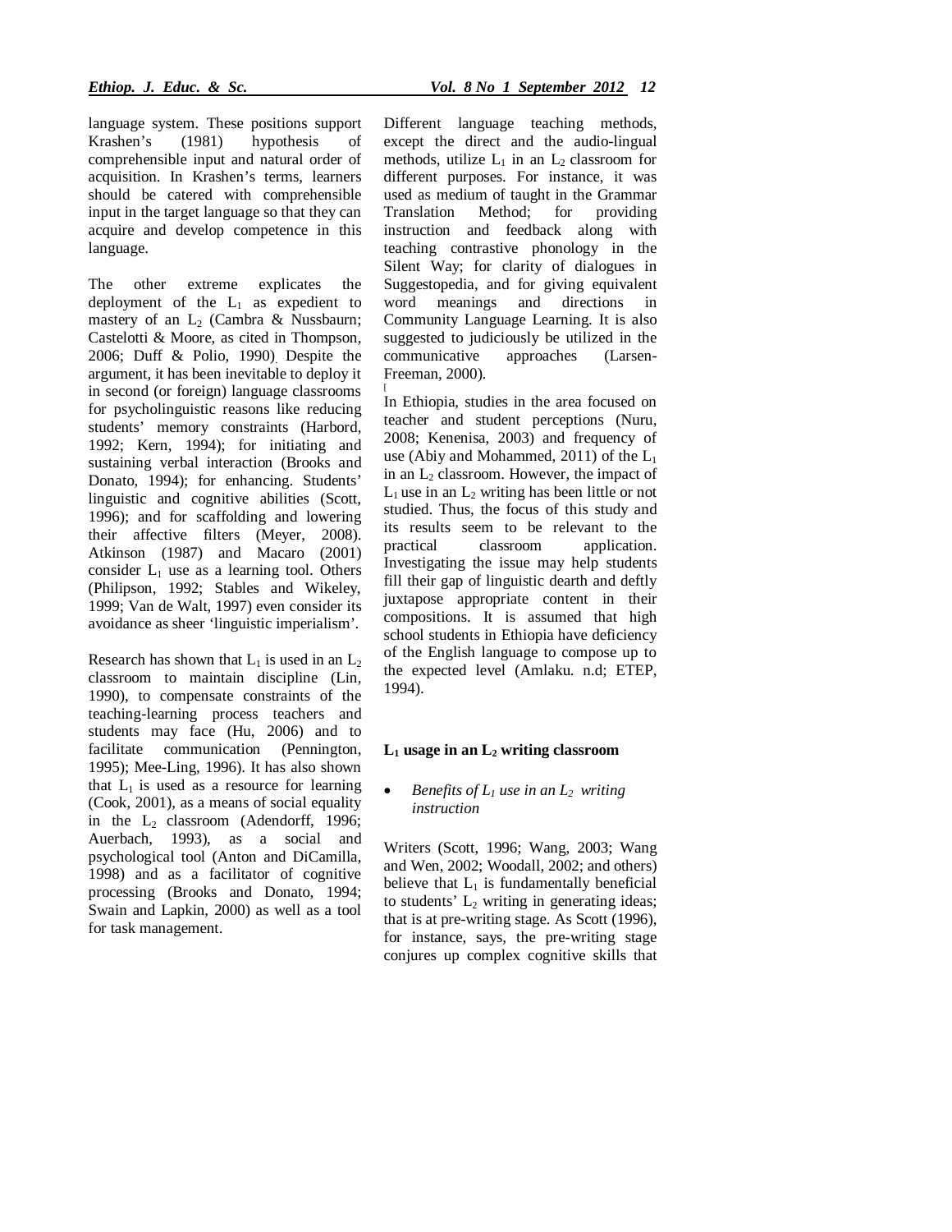language system. These positions support Krashen's (1981) hypothesis of comprehensible input and natural order of acquisition. In Krashen's terms, learners should be catered with comprehensible input in the target language so that they can acquire and develop competence in this language.

The other extreme explicates the deployment of the $L_1$ as expedient to mastery of an $L_2$ (Cambra & Nussbaurn; Castelotti & Moore, as cited in Thompson, 2006; Duff & Polio, 1990). Despite the argument, it has been inevitable to deploy it in second (or foreign) language classrooms for psycholinguistic reasons like reducing students' memory constraints (Harbord, 1992; Kern, 1994); for initiating and sustaining verbal interaction (Brooks and Donato, 1994); for enhancing. Students' linguistic and cognitive abilities (Scott, 1996); and for scaffolding and lowering their affective filters (Meyer, 2008). Atkinson (1987) and Macaro (2001) consider $L_1$ use as a learning tool. Others (Philipson, 1992; Stables and Wikeley, 1999; Van de Walt, 1997) even consider its avoidance as sheer 'linguistic imperialism'.

Research has shown that $L_1$ is used in an $L_2$ classroom to maintain discipline (Lin, 1990), to compensate constraints of the teaching-learning process teachers and students may face (Hu, 2006) and to facilitate communication (Pennington, 1995); Mee-Ling, 1996). It has also shown that $L_1$ is used as a resource for learning (Cook, 2001), as a means of social equality in the $L_2$ classroom (Adendorff, 1996; Auerbach, 1993), as a social and psychological tool (Anton and DiCamilla, 1998) and as a facilitator of cognitive processing (Brooks and Donato, 1994; Swain and Lapkin, 2000) as well as a tool for task management.

Different language teaching methods, except the direct and the audio-lingual methods, utilize $L_1$ in an $L_2$ classroom for different purposes. For instance, it was used as medium of taught in the Grammar Translation Method; for providing instruction and feedback along with teaching contrastive phonology in the Silent Way; for clarity of dialogues in Suggestopedia, and for giving equivalent word meanings and directions in Community Language Learning. It is also suggested to judiciously be utilized in the communicative approaches (Larsen-Freeman, 2000).

In Ethiopia, studies in the area focused on teacher and student perceptions (Nuru, 2008; Kenenisa, 2003) and frequency of use (Abiy and Mohammed, 2011) of the $L_1$ in an $L_2$ classroom. However, the impact of $L_1$ use in an $L_2$ writing has been little or not studied. Thus, the focus of this study and its results seem to be relevant to the practical classroom application. Investigating the issue may help students fill their gap of linguistic dearth and deftly juxtapose appropriate content in their compositions. It is assumed that high school students in Ethiopia have deficiency of the English language to compose up to the expected level (Amlaku. n.d; ETEP, 1994).

**$L_1$ usage in an $L_2$ writing classroom**

- *Benefits of $L_1$ use in an $L_2$ writing instruction*

Writers (Scott, 1996; Wang, 2003; Wang and Wen, 2002; Woodall, 2002; and others) believe that $L_1$ is fundamentally beneficial to students' $L_2$ writing in generating ideas; that is at pre-writing stage. As Scott (1996), for instance, says, the pre-writing stage conjures up complex cognitive skills that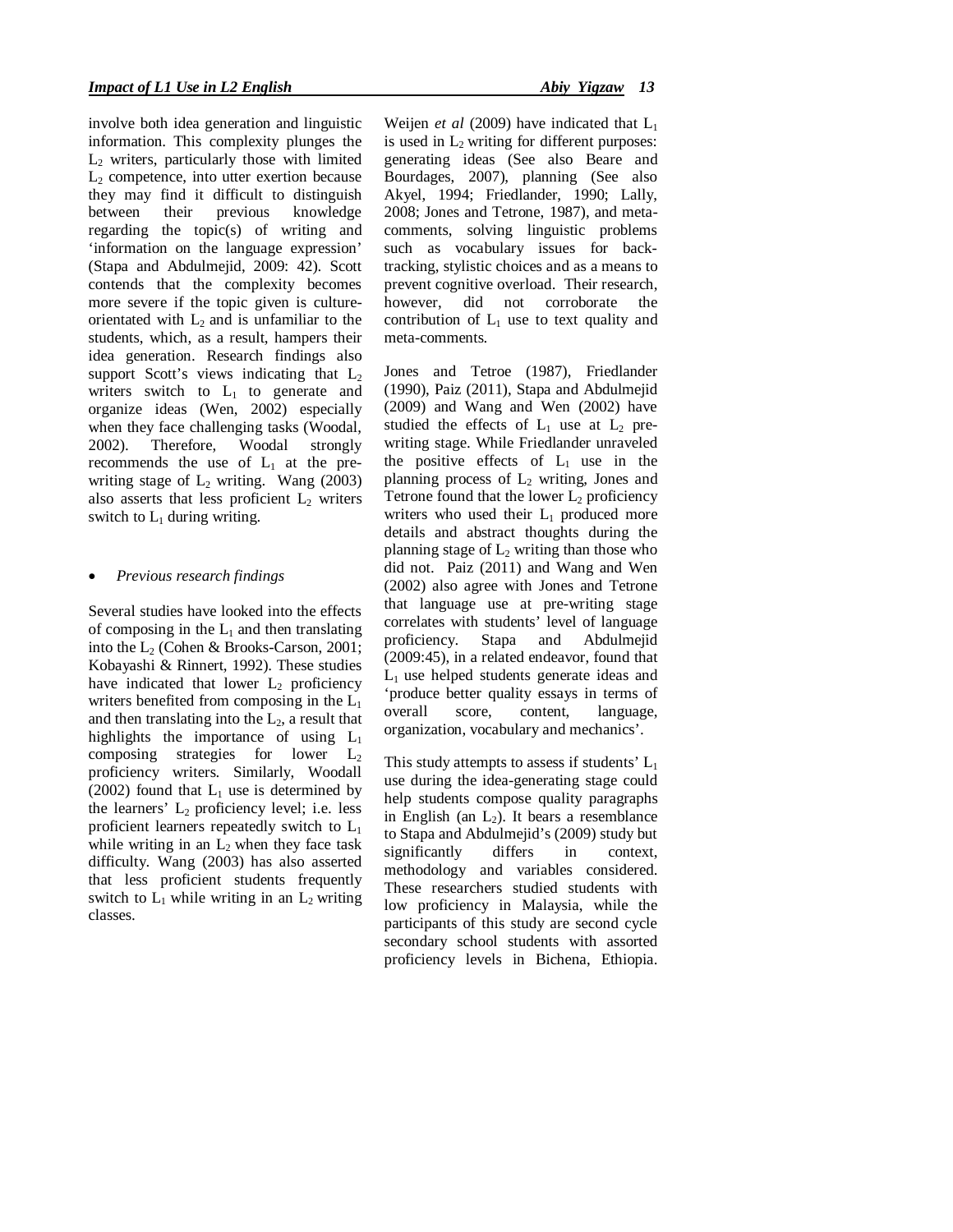involve both idea generation and linguistic information. This complexity plunges the $L_2$ writers, particularly those with limited $L_2$ competence, into utter exertion because they may find it difficult to distinguish between their previous knowledge regarding the topic(s) of writing and 'information on the language expression' (Stapa and Abdulmejid, 2009: 42). Scott contends that the complexity becomes more severe if the topic given is culture-orientated with $L_2$ and is unfamiliar to the students, which, as a result, hampers their idea generation. Research findings also support Scott's views indicating that $L_2$ writers switch to $L_1$ to generate and organize ideas (Wen, 2002) especially when they face challenging tasks (Woodal, 2002). Therefore, Woodal strongly recommends the use of $L_1$ at the pre-writing stage of $L_2$ writing. Wang (2003) also asserts that less proficient $L_2$ writers switch to $L_1$ during writing.

- *Previous research findings*

Several studies have looked into the effects of composing in the $L_1$ and then translating into the $L_2$ (Cohen & Brooks-Carson, 2001; Kobayashi & Rinnert, 1992). These studies have indicated that lower $L_2$ proficiency writers benefited from composing in the $L_1$ and then translating into the $L_2$, a result that highlights the importance of using $L_1$ composing strategies for lower $L_2$ proficiency writers. Similarly, Woodall (2002) found that $L_1$ use is determined by the learners' $L_2$ proficiency level; i.e. less proficient learners repeatedly switch to $L_1$ while writing in an $L_2$ when they face task difficulty. Wang (2003) has also asserted that less proficient students frequently switch to $L_1$ while writing in an $L_2$ writing classes.

Weijen *et al* (2009) have indicated that $L_1$ is used in $L_2$ writing for different purposes: generating ideas (See also Beare and Bourdages, 2007), planning (See also Akyel, 1994; Friedlander, 1990; Lally, 2008; Jones and Tetrone, 1987), and meta-comments, solving linguistic problems such as vocabulary issues for back-tracking, stylistic choices and as a means to prevent cognitive overload. Their research, however, did not corroborate the contribution of $L_1$ use to text quality and meta-comments.

Jones and Tetroe (1987), Friedlander (1990), Paiz (2011), Stapa and Abdulmejid (2009) and Wang and Wen (2002) have studied the effects of $L_1$ use at $L_2$ pre-writing stage. While Friedlander unraveled the positive effects of $L_1$ use in the planning process of $L_2$ writing, Jones and Tetrone found that the lower $L_2$ proficiency writers who used their $L_1$ produced more details and abstract thoughts during the planning stage of $L_2$ writing than those who did not. Paiz (2011) and Wang and Wen (2002) also agree with Jones and Tetrone that language use at pre-writing stage correlates with students' level of language proficiency. Stapa and Abdulmejid (2009:45), in a related endeavor, found that $L_1$ use helped students generate ideas and 'produce better quality essays in terms of overall score, content, language, organization, vocabulary and mechanics'.

This study attempts to assess if students' $L_1$ use during the idea-generating stage could help students compose quality paragraphs in English (an $L_2$). It bears a resemblance to Stapa and Abdulmejid's (2009) study but significantly differs in context, methodology and variables considered. These researchers studied students with low proficiency in Malaysia, while the participants of this study are second cycle secondary school students with assorted proficiency levels in Bichena, Ethiopia.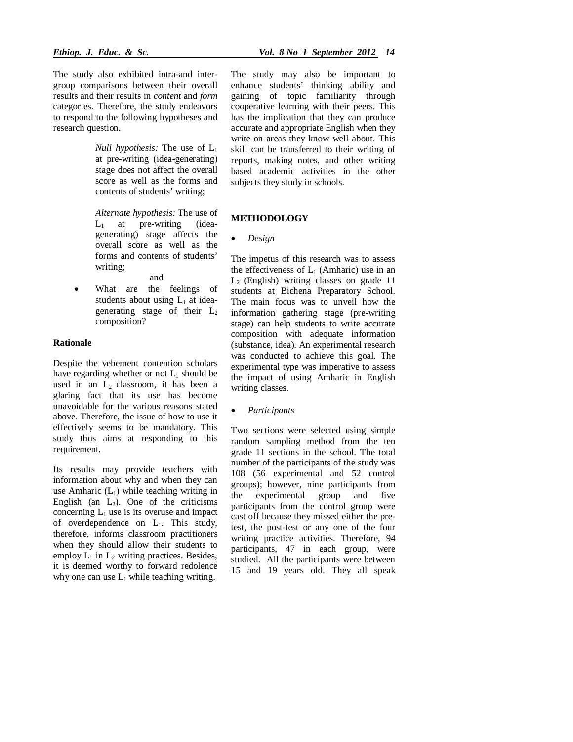The study also exhibited intra-and inter-group comparisons between their overall results and their results in *content* and *form* categories. Therefore, the study endeavors to respond to the following hypotheses and research question.

> *Null hypothesis:* The use of $L_1$ at pre-writing (idea-generating) stage does not affect the overall score as well as the forms and contents of students' writing;
>
> *Alternate hypothesis:* The use of $L_1$ at pre-writing (idea-generating) stage affects the overall score as well as the forms and contents of students' writing;
>
> and

- What are the feelings of students about using $L_1$ at idea-generating stage of their $L_2$ composition?

**Rationale**

Despite the vehement contention scholars have regarding whether or not $L_1$ should be used in an $L_2$ classroom, it has been a glaring fact that its use has become unavoidable for the various reasons stated above. Therefore, the issue of how to use it effectively seems to be mandatory. This study thus aims at responding to this requirement.

Its results may provide teachers with information about why and when they can use Amharic ($L_1$) while teaching writing in English (an $L_2$). One of the criticisms concerning $L_1$ use is its overuse and impact of overdependence on $L_1$. This study, therefore, informs classroom practitioners when they should allow their students to employ $L_1$ in $L_2$ writing practices. Besides, it is deemed worthy to forward redolence why one can use $L_1$ while teaching writing.

The study may also be important to enhance students' thinking ability and gaining of topic familiarity through cooperative learning with their peers. This has the implication that they can produce accurate and appropriate English when they write on areas they know well about. This skill can be transferred to their writing of reports, making notes, and other writing based academic activities in the other subjects they study in schools.

**METHODOLOGY**

- *Design*

The impetus of this research was to assess the effectiveness of $L_1$ (Amharic) use in an $L_2$ (English) writing classes on grade 11 students at Bichena Preparatory School. The main focus was to unveil how the information gathering stage (pre-writing stage) can help students to write accurate composition with adequate information (substance, idea). An experimental research was conducted to achieve this goal. The experimental type was imperative to assess the impact of using Amharic in English writing classes.

- *Participants*

Two sections were selected using simple random sampling method from the ten grade 11 sections in the school. The total number of the participants of the study was 108 (56 experimental and 52 control groups); however, nine participants from the experimental group and five participants from the control group were cast off because they missed either the pre-test, the post-test or any one of the four writing practice activities. Therefore, 94 participants, 47 in each group, were studied. All the participants were between 15 and 19 years old. They all speak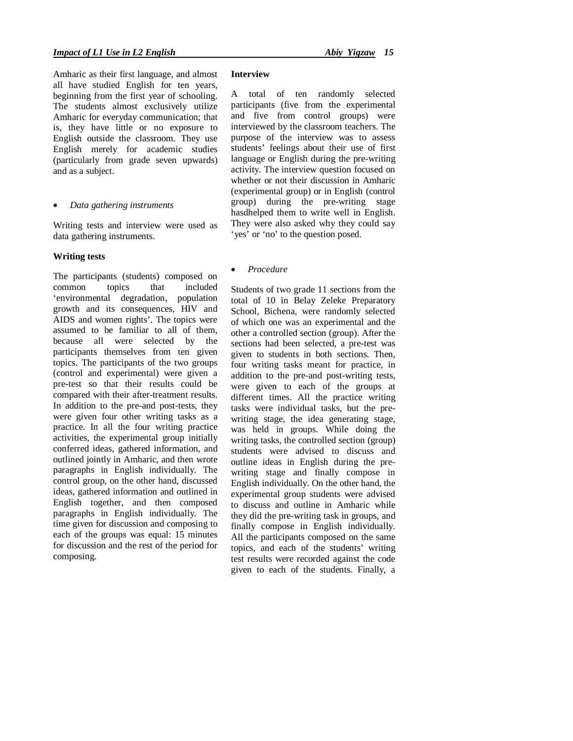Amharic as their first language, and almost all have studied English for ten years, beginning from the first year of schooling. The students almost exclusively utilize Amharic for everyday communication; that is, they have little or no exposure to English outside the classroom. They use English merely for academic studies (particularly from grade seven upwards) and as a subject.

- *Data gathering instruments*

Writing tests and interview were used as data gathering instruments.

**Writing tests**

The participants (students) composed on common topics that included 'environmental degradation, population growth and its consequences, HIV and AIDS and women rights'. The topics were assumed to be familiar to all of them, because all were selected by the participants themselves from ten given topics. The participants of the two groups (control and experimental) were given a pre-test so that their results could be compared with their after-treatment results. In addition to the pre-and post-tests, they were given four other writing tasks as a practice. In all the four writing practice activities, the experimental group initially conferred ideas, gathered information, and outlined jointly in Amharic, and then wrote paragraphs in English individually. The control group, on the other hand, discussed ideas, gathered information and outlined in English together, and then composed paragraphs in English individually. The time given for discussion and composing to each of the groups was equal: 15 minutes for discussion and the rest of the period for composing.

**Interview**

A total of ten randomly selected participants (five from the experimental and five from control groups) were interviewed by the classroom teachers. The purpose of the interview was to assess students' feelings about their use of first language or English during the pre-writing activity. The interview question focused on whether or not their discussion in Amharic (experimental group) or in English (control group) during the pre-writing stage hasdhelped them to write well in English. They were also asked why they could say 'yes' or 'no' to the question posed.

- *Procedure*

Students of two grade 11 sections from the total of 10 in Belay Zeleke Preparatory School, Bichena, were randomly selected of which one was an experimental and the other a controlled section (group). After the sections had been selected, a pre-test was given to students in both sections. Then, four writing tasks meant for practice, in addition to the pre-and post-writing tests, were given to each of the groups at different times. All the practice writing tasks were individual tasks, but the pre-writing stage, the idea generating stage, was held in groups. While doing the writing tasks, the controlled section (group) students were advised to discuss and outline ideas in English during the pre-writing stage and finally compose in English individually. On the other hand, the experimental group students were advised to discuss and outline in Amharic while they did the pre-writing task in groups, and finally compose in English individually. All the participants composed on the same topics, and each of the students' writing test results were recorded against the code given to each of the students. Finally, a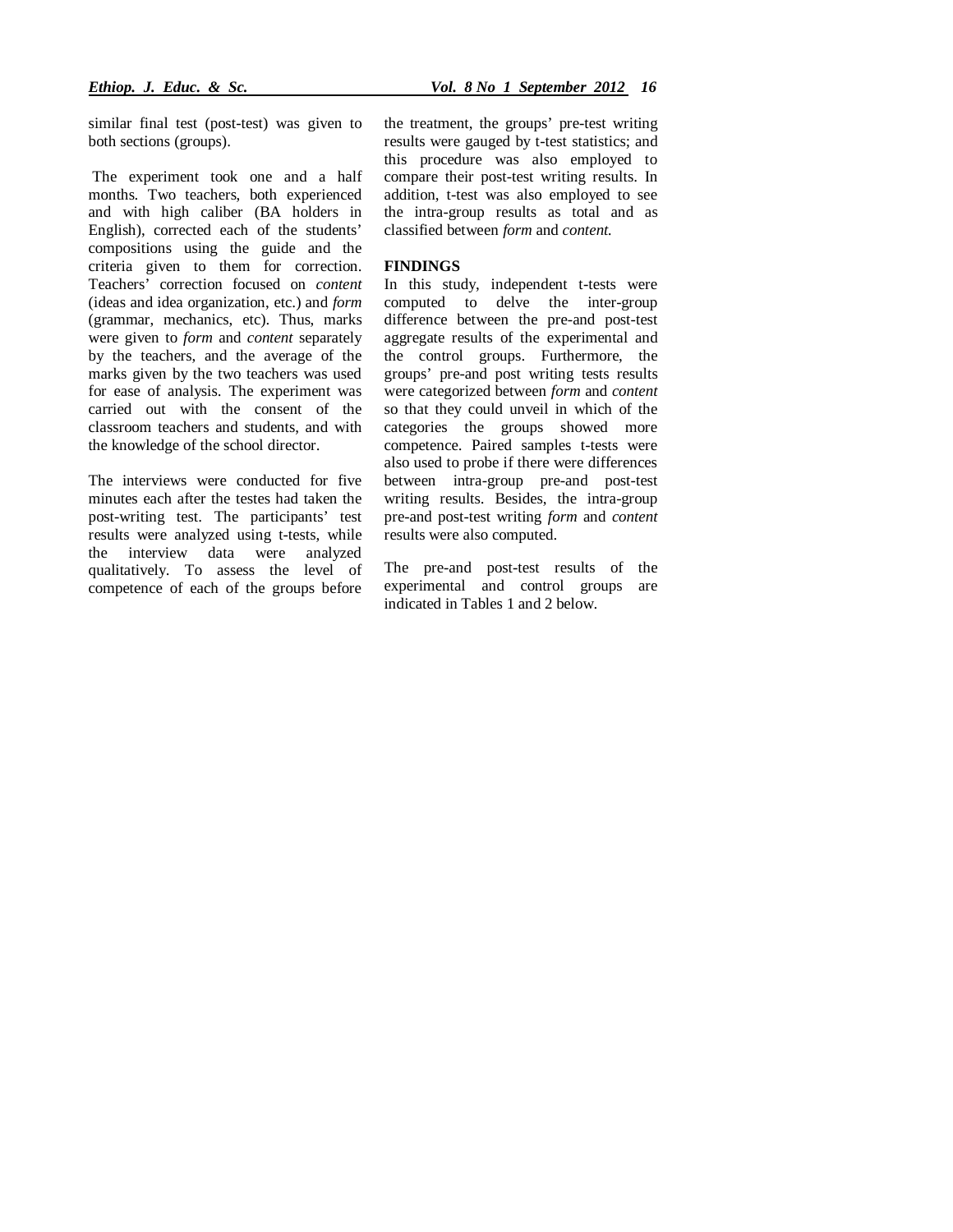similar final test (post-test) was given to both sections (groups).

The experiment took one and a half months. Two teachers, both experienced and with high caliber (BA holders in English), corrected each of the students' compositions using the guide and the criteria given to them for correction. Teachers' correction focused on *content* (ideas and idea organization, etc.) and *form* (grammar, mechanics, etc). Thus, marks were given to *form* and *content* separately by the teachers, and the average of the marks given by the two teachers was used for ease of analysis. The experiment was carried out with the consent of the classroom teachers and students, and with the knowledge of the school director.

The interviews were conducted for five minutes each after the testes had taken the post-writing test. The participants' test results were analyzed using t-tests, while the interview data were analyzed qualitatively. To assess the level of competence of each of the groups before the treatment, the groups' pre-test writing results were gauged by t-test statistics; and this procedure was also employed to compare their post-test writing results. In addition, t-test was also employed to see the intra-group results as total and as classified between *form* and *content.*

**FINDINGS**

In this study, independent t-tests were computed to delve the inter-group difference between the pre-and post-test aggregate results of the experimental and the control groups. Furthermore, the groups' pre-and post writing tests results were categorized between *form* and *content* so that they could unveil in which of the categories the groups showed more competence. Paired samples t-tests were also used to probe if there were differences between intra-group pre-and post-test writing results. Besides, the intra-group pre-and post-test writing *form* and *content* results were also computed.

The pre-and post-test results of the experimental and control groups are indicated in Tables 1 and 2 below.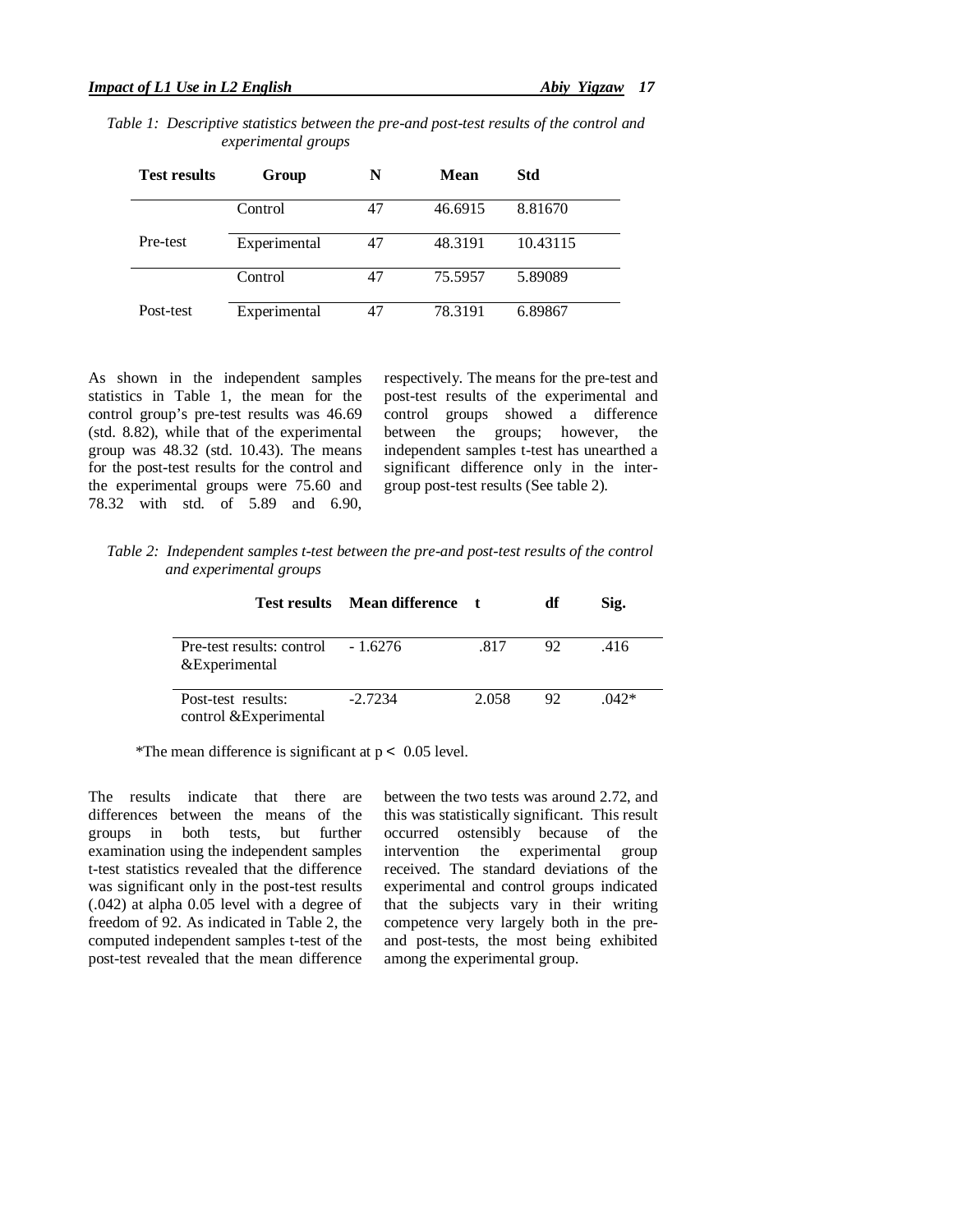*Table 1: Descriptive statistics between the pre-and post-test results of the control and experimental groups*

| Test results | Group | N | Mean | Std |
|---|---|---|---|---|
| Pre-test | Control | 47 | 46.6915 | 8.81670 |
| | Experimental | 47 | 48.3191 | 10.43115 |
| Post-test | Control | 47 | 75.5957 | 5.89089 |
| | Experimental | 47 | 78.3191 | 6.89867 |

As shown in the independent samples statistics in Table 1, the mean for the control group's pre-test results was 46.69 (std. 8.82), while that of the experimental group was 48.32 (std. 10.43). The means for the post-test results for the control and the experimental groups were 75.60 and 78.32 with std. of 5.89 and 6.90, respectively. The means for the pre-test and post-test results of the experimental and control groups showed a difference between the groups; however, the independent samples t-test has unearthed a significant difference only in the inter-group post-test results (See table 2).

*Table 2: Independent samples t-test between the pre-and post-test results of the control and experimental groups*

| Test results | Mean difference | t | df | Sig. |
|---|---|---|---|---|
| Pre-test results: control &Experimental | - 1.6276 | .817 | 92 | .416 |
| Post-test results: control &Experimental | -2.7234 | 2.058 | 92 | .042* |

*The mean difference is significant at $p < 0.05$ level.

The results indicate that there are differences between the means of the groups in both tests, but further examination using the independent samples t-test statistics revealed that the difference was significant only in the post-test results (.042) at alpha 0.05 level with a degree of freedom of 92. As indicated in Table 2, the computed independent samples t-test of the post-test revealed that the mean difference between the two tests was around 2.72, and this was statistically significant. This result occurred ostensibly because of the intervention the experimental group received. The standard deviations of the experimental and control groups indicated that the subjects vary in their writing competence very largely both in the pre- and post-tests, the most being exhibited among the experimental group.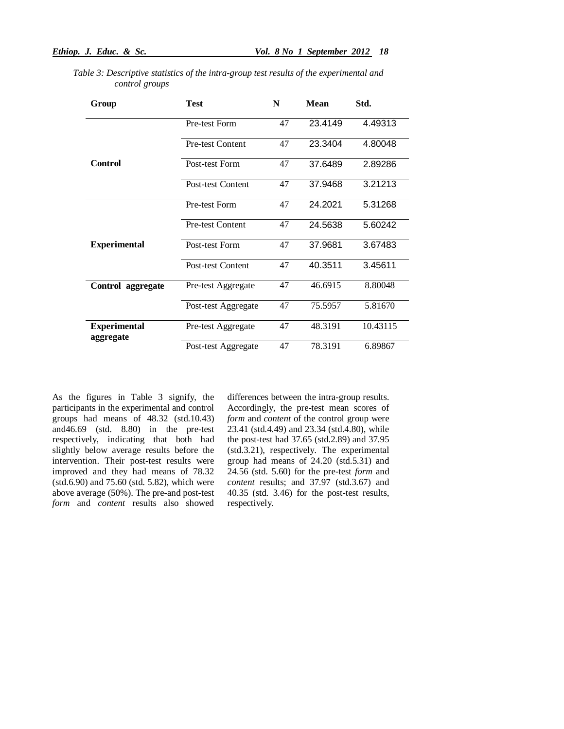*Table 3: Descriptive statistics of the intra-group test results of the experimental and control groups*

| Group | Test | N | Mean | Std. |
|---|---|---|---|---|
| **Control** | Pre-test Form | 47 | 23.4149 | 4.49313 |
| | Pre-test Content | 47 | 23.3404 | 4.80048 |
| | Post-test Form | 47 | 37.6489 | 2.89286 |
| | Post-test Content | 47 | 37.9468 | 3.21213 |
| **Experimental** | Pre-test Form | 47 | 24.2021 | 5.31268 |
| | Pre-test Content | 47 | 24.5638 | 5.60242 |
| | Post-test Form | 47 | 37.9681 | 3.67483 |
| | Post-test Content | 47 | 40.3511 | 3.45611 |
| **Control aggregate** | Pre-test Aggregate | 47 | 46.6915 | 8.80048 |
| | Post-test Aggregate | 47 | 75.5957 | 5.81670 |
| **Experimental aggregate** | Pre-test Aggregate | 47 | 48.3191 | 10.43115 |
| | Post-test Aggregate | 47 | 78.3191 | 6.89867 |

As the figures in Table 3 signify, the participants in the experimental and control groups had means of 48.32 (std.10.43) and46.69 (std. 8.80) in the pre-test respectively, indicating that both had slightly below average results before the intervention. Their post-test results were improved and they had means of 78.32 (std.6.90) and 75.60 (std. 5.82), which were above average (50%). The pre-and post-test *form* and *content* results also showed differences between the intra-group results. Accordingly, the pre-test mean scores of *form* and *content* of the control group were 23.41 (std.4.49) and 23.34 (std.4.80), while the post-test had 37.65 (std.2.89) and 37.95 (std.3.21), respectively. The experimental group had means of 24.20 (std.5.31) and 24.56 (std. 5.60) for the pre-test *form* and *content* results; and 37.97 (std.3.67) and 40.35 (std. 3.46) for the post-test results, respectively.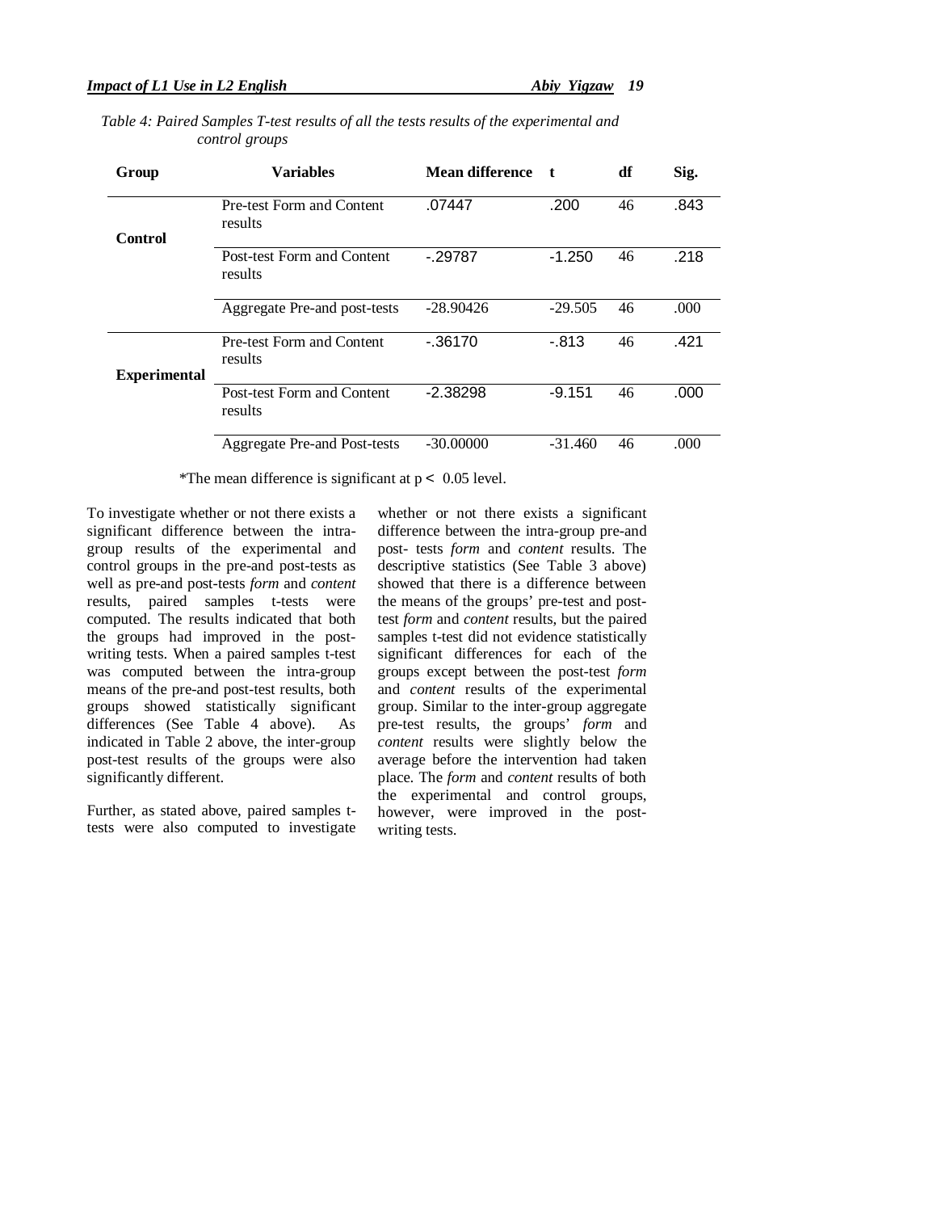*Table 4: Paired Samples T-test results of all the tests results of the experimental and control groups*

| Group | Variables | Mean difference | t | df | Sig. |
|---|---|---|---|---|---|
| Control | Pre-test Form and Content results | .07447 | .200 | 46 | .843 |
| | Post-test Form and Content results | -.29787 | -1.250 | 46 | .218 |
| | Aggregate Pre-and post-tests | -28.90426 | -29.505 | 46 | .000 |
| Experimental | Pre-test Form and Content results | -.36170 | -.813 | 46 | .421 |
| | Post-test Form and Content results | -2.38298 | -9.151 | 46 | .000 |
| | Aggregate Pre-and Post-tests | -30.00000 | -31.460 | 46 | .000 |

*The mean difference is significant at $p < 0.05$ level.

To investigate whether or not there exists a significant difference between the intra-group results of the experimental and control groups in the pre-and post-tests as well as pre-and post-tests *form* and *content* results, paired samples t-tests were computed. The results indicated that both the groups had improved in the post-writing tests. When a paired samples t-test was computed between the intra-group means of the pre-and post-test results, both groups showed statistically significant differences (See Table 4 above). As indicated in Table 2 above, the inter-group post-test results of the groups were also significantly different.

Further, as stated above, paired samples t-tests were also computed to investigate whether or not there exists a significant difference between the intra-group pre-and post- tests *form* and *content* results. The descriptive statistics (See Table 3 above) showed that there is a difference between the means of the groups' pre-test and post-test *form* and *content* results, but the paired samples t-test did not evidence statistically significant differences for each of the groups except between the post-test *form* and *content* results of the experimental group. Similar to the inter-group aggregate pre-test results, the groups' *form* and *content* results were slightly below the average before the intervention had taken place. The *form* and *content* results of both the experimental and control groups, however, were improved in the post-writing tests.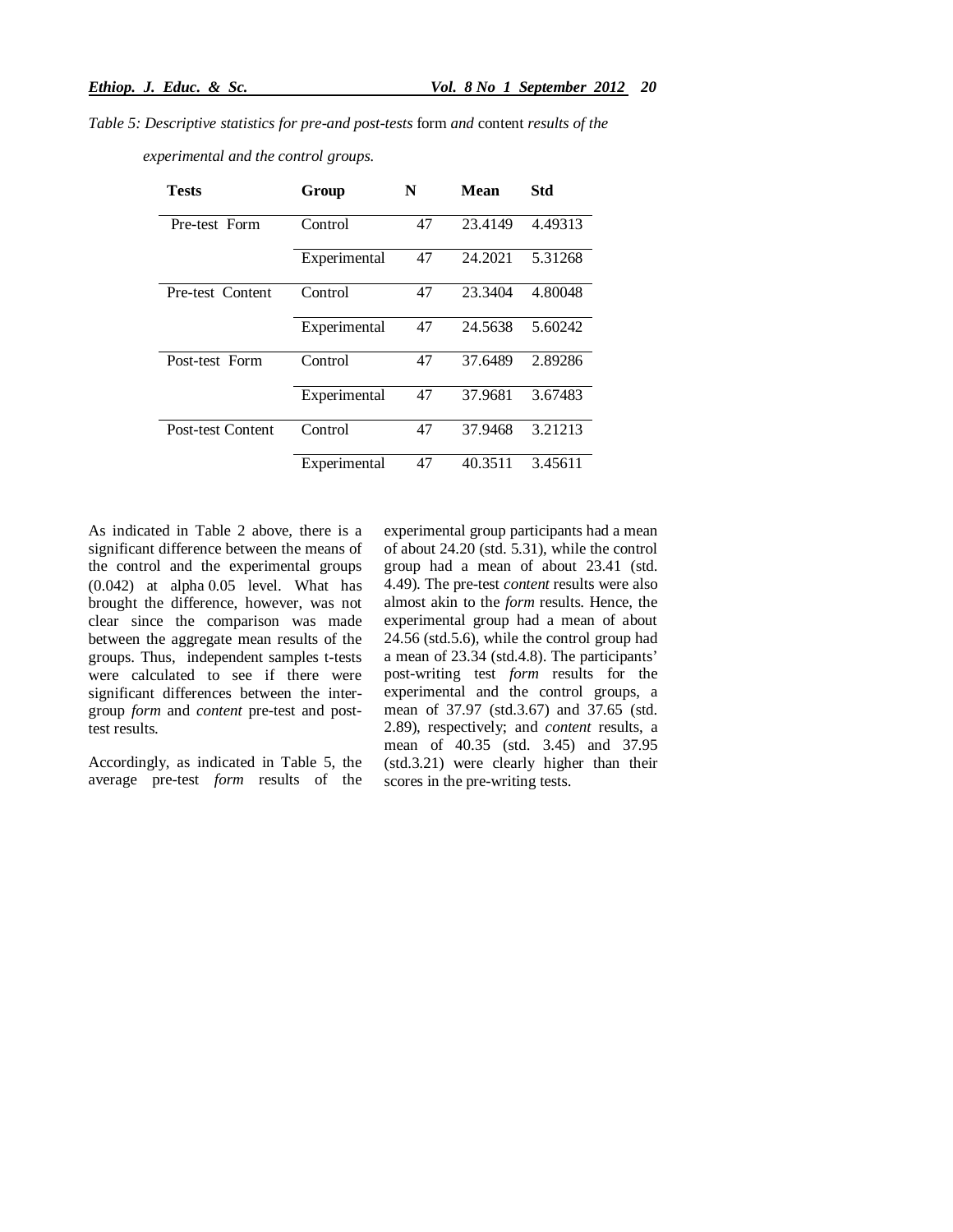*Table 5: Descriptive statistics for pre-and post-tests* form *and* content *results of the experimental and the control groups.*

| Tests | Group | N | Mean | Std |
|---|---|---|---|---|
| Pre-test Form | Control | 47 | 23.4149 | 4.49313 |
| | Experimental | 47 | 24.2021 | 5.31268 |
| Pre-test Content | Control | 47 | 23.3404 | 4.80048 |
| | Experimental | 47 | 24.5638 | 5.60242 |
| Post-test Form | Control | 47 | 37.6489 | 2.89286 |
| | Experimental | 47 | 37.9681 | 3.67483 |
| Post-test Content | Control | 47 | 37.9468 | 3.21213 |
| | Experimental | 47 | 40.3511 | 3.45611 |

As indicated in Table 2 above, there is a significant difference between the means of the control and the experimental groups (0.042) at alpha 0.05 level. What has brought the difference, however, was not clear since the comparison was made between the aggregate mean results of the groups. Thus, independent samples t-tests were calculated to see if there were significant differences between the inter-group *form* and *content* pre-test and post-test results.

Accordingly, as indicated in Table 5, the average pre-test *form* results of the experimental group participants had a mean of about 24.20 (std. 5.31), while the control group had a mean of about 23.41 (std. 4.49). The pre-test *content* results were also almost akin to the *form* results. Hence, the experimental group had a mean of about 24.56 (std.5.6), while the control group had a mean of 23.34 (std.4.8). The participants' post-writing test *form* results for the experimental and the control groups, a mean of 37.97 (std.3.67) and 37.65 (std. 2.89), respectively; and *content* results, a mean of 40.35 (std. 3.45) and 37.95 (std.3.21) were clearly higher than their scores in the pre-writing tests.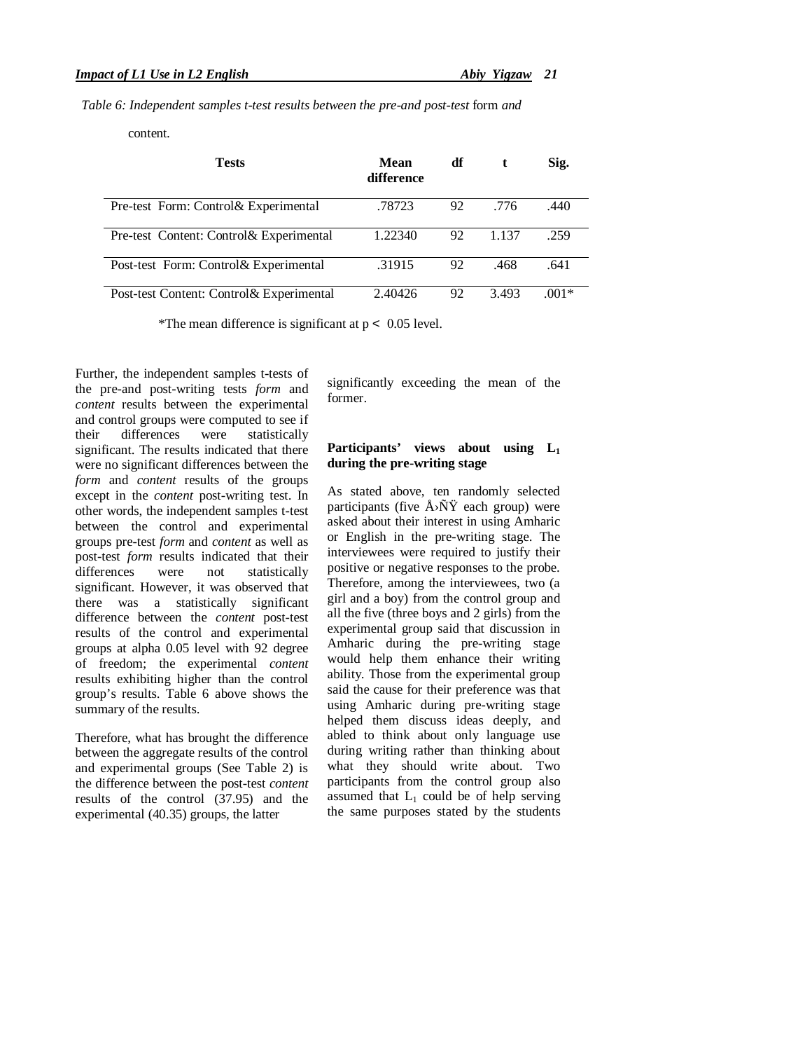*Table 6: Independent samples t-test results between the pre-and post-test* form *and* content.

| Tests | Mean difference | df | t | Sig. |
|---|---|---|---|---|
| Pre-test Form: Control& Experimental | .78723 | 92 | .776 | .440 |
| Pre-test Content: Control& Experimental | 1.22340 | 92 | 1.137 | .259 |
| Post-test Form: Control& Experimental | .31915 | 92 | .468 | .641 |
| Post-test Content: Control& Experimental | 2.40426 | 92 | 3.493 | .001* |

*The mean difference is significant at $p < 0.05$ level.

Further, the independent samples t-tests of the pre-and post-writing tests *form* and *content* results between the experimental and control groups were computed to see if their differences were statistically significant. The results indicated that there were no significant differences between the *form* and *content* results of the groups except in the *content* post-writing test. In other words, the independent samples t-test between the control and experimental groups pre-test *form* and *content* as well as post-test *form* results indicated that their differences were not statistically significant. However, it was observed that there was a statistically significant difference between the *content* post-test results of the control and experimental groups at alpha 0.05 level with 92 degree of freedom; the experimental *content* results exhibiting higher than the control group's results. Table 6 above shows the summary of the results.

Therefore, what has brought the difference between the aggregate results of the control and experimental groups (See Table 2) is the difference between the post-test *content* results of the control (37.95) and the experimental (40.35) groups, the latter significantly exceeding the mean of the former.

**Participants' views about using $L_1$ during the pre-writing stage**

As stated above, ten randomly selected participants (five Å›ÑŸ each group) were asked about their interest in using Amharic or English in the pre-writing stage. The interviewees were required to justify their positive or negative responses to the probe. Therefore, among the interviewees, two (a girl and a boy) from the control group and all the five (three boys and 2 girls) from the experimental group said that discussion in Amharic during the pre-writing stage would help them enhance their writing ability. Those from the experimental group said the cause for their preference was that using Amharic during pre-writing stage helped them discuss ideas deeply, and abled to think about only language use during writing rather than thinking about what they should write about. Two participants from the control group also assumed that $L_1$ could be of help serving the same purposes stated by the students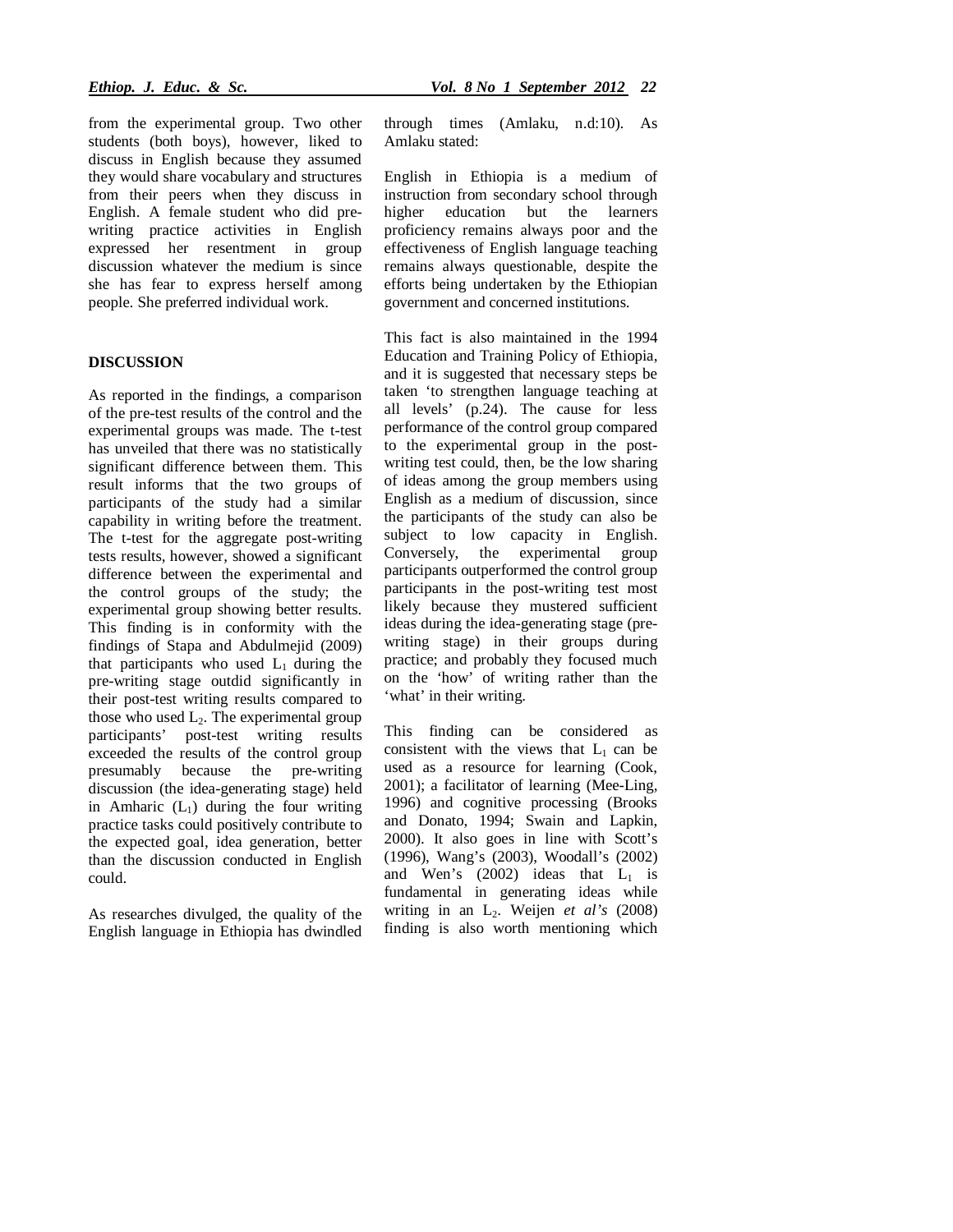from the experimental group. Two other students (both boys), however, liked to discuss in English because they assumed they would share vocabulary and structures from their peers when they discuss in English. A female student who did pre-writing practice activities in English expressed her resentment in group discussion whatever the medium is since she has fear to express herself among people. She preferred individual work.

**DISCUSSION**

As reported in the findings, a comparison of the pre-test results of the control and the experimental groups was made. The t-test has unveiled that there was no statistically significant difference between them. This result informs that the two groups of participants of the study had a similar capability in writing before the treatment. The t-test for the aggregate post-writing tests results, however, showed a significant difference between the experimental and the control groups of the study; the experimental group showing better results. This finding is in conformity with the findings of Stapa and Abdulmejid (2009) that participants who used $L_1$ during the pre-writing stage outdid significantly in their post-test writing results compared to those who used $L_2$. The experimental group participants' post-test writing results exceeded the results of the control group presumably because the pre-writing discussion (the idea-generating stage) held in Amharic ($L_1$) during the four writing practice tasks could positively contribute to the expected goal, idea generation, better than the discussion conducted in English could.

As researches divulged, the quality of the English language in Ethiopia has dwindled through times (Amlaku, n.d:10). As Amlaku stated:

English in Ethiopia is a medium of instruction from secondary school through higher education but the learners proficiency remains always poor and the effectiveness of English language teaching remains always questionable, despite the efforts being undertaken by the Ethiopian government and concerned institutions.

This fact is also maintained in the 1994 Education and Training Policy of Ethiopia, and it is suggested that necessary steps be taken 'to strengthen language teaching at all levels' (p.24). The cause for less performance of the control group compared to the experimental group in the post-writing test could, then, be the low sharing of ideas among the group members using English as a medium of discussion, since the participants of the study can also be subject to low capacity in English. Conversely, the experimental group participants outperformed the control group participants in the post-writing test most likely because they mustered sufficient ideas during the idea-generating stage (pre-writing stage) in their groups during practice; and probably they focused much on the 'how' of writing rather than the 'what' in their writing.

This finding can be considered as consistent with the views that $L_1$ can be used as a resource for learning (Cook, 2001); a facilitator of learning (Mee-Ling, 1996) and cognitive processing (Brooks and Donato, 1994; Swain and Lapkin, 2000). It also goes in line with Scott's (1996), Wang's (2003), Woodall's (2002) and Wen's (2002) ideas that $L_1$ is fundamental in generating ideas while writing in an $L_2$. Weijen *et al's* (2008) finding is also worth mentioning which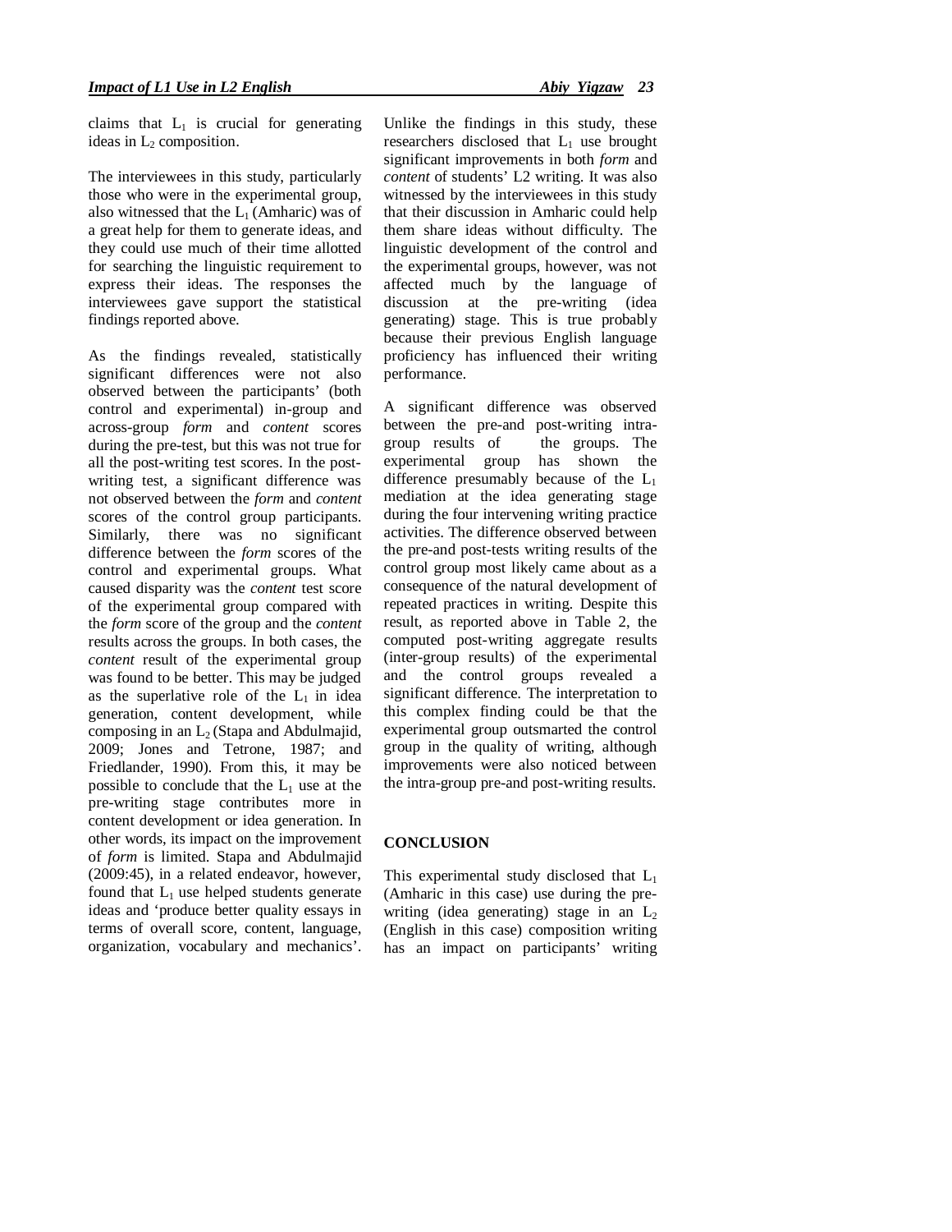claims that $L_1$ is crucial for generating ideas in $L_2$ composition.

The interviewees in this study, particularly those who were in the experimental group, also witnessed that the $L_1$ (Amharic) was of a great help for them to generate ideas, and they could use much of their time allotted for searching the linguistic requirement to express their ideas. The responses the interviewees gave support the statistical findings reported above.

As the findings revealed, statistically significant differences were not also observed between the participants' (both control and experimental) in-group and across-group *form* and *content* scores during the pre-test, but this was not true for all the post-writing test scores. In the post-writing test, a significant difference was not observed between the *form* and *content* scores of the control group participants. Similarly, there was no significant difference between the *form* scores of the control and experimental groups. What caused disparity was the *content* test score of the experimental group compared with the *form* score of the group and the *content* results across the groups. In both cases, the *content* result of the experimental group was found to be better. This may be judged as the superlative role of the $L_1$ in idea generation, content development, while composing in an $L_2$ (Stapa and Abdulmajid, 2009; Jones and Tetrone, 1987; and Friedlander, 1990). From this, it may be possible to conclude that the $L_1$ use at the pre-writing stage contributes more in content development or idea generation. In other words, its impact on the improvement of *form* is limited. Stapa and Abdulmajid (2009:45), in a related endeavor, however, found that $L_1$ use helped students generate ideas and 'produce better quality essays in terms of overall score, content, language, organization, vocabulary and mechanics'. Unlike the findings in this study, these researchers disclosed that $L_1$ use brought significant improvements in both *form* and *content* of students' L2 writing. It was also witnessed by the interviewees in this study that their discussion in Amharic could help them share ideas without difficulty. The linguistic development of the control and the experimental groups, however, was not affected much by the language of discussion at the pre-writing (idea generating) stage. This is true probably because their previous English language proficiency has influenced their writing performance.

A significant difference was observed between the pre-and post-writing intra-group results of the groups. The experimental group has shown the difference presumably because of the $L_1$ mediation at the idea generating stage during the four intervening writing practice activities. The difference observed between the pre-and post-tests writing results of the control group most likely came about as a consequence of the natural development of repeated practices in writing. Despite this result, as reported above in Table 2, the computed post-writing aggregate results (inter-group results) of the experimental and the control groups revealed a significant difference. The interpretation to this complex finding could be that the experimental group outsmarted the control group in the quality of writing, although improvements were also noticed between the intra-group pre-and post-writing results.

## CONCLUSION

This experimental study disclosed that $L_1$ (Amharic in this case) use during the pre-writing (idea generating) stage in an $L_2$ (English in this case) composition writing has an impact on participants' writing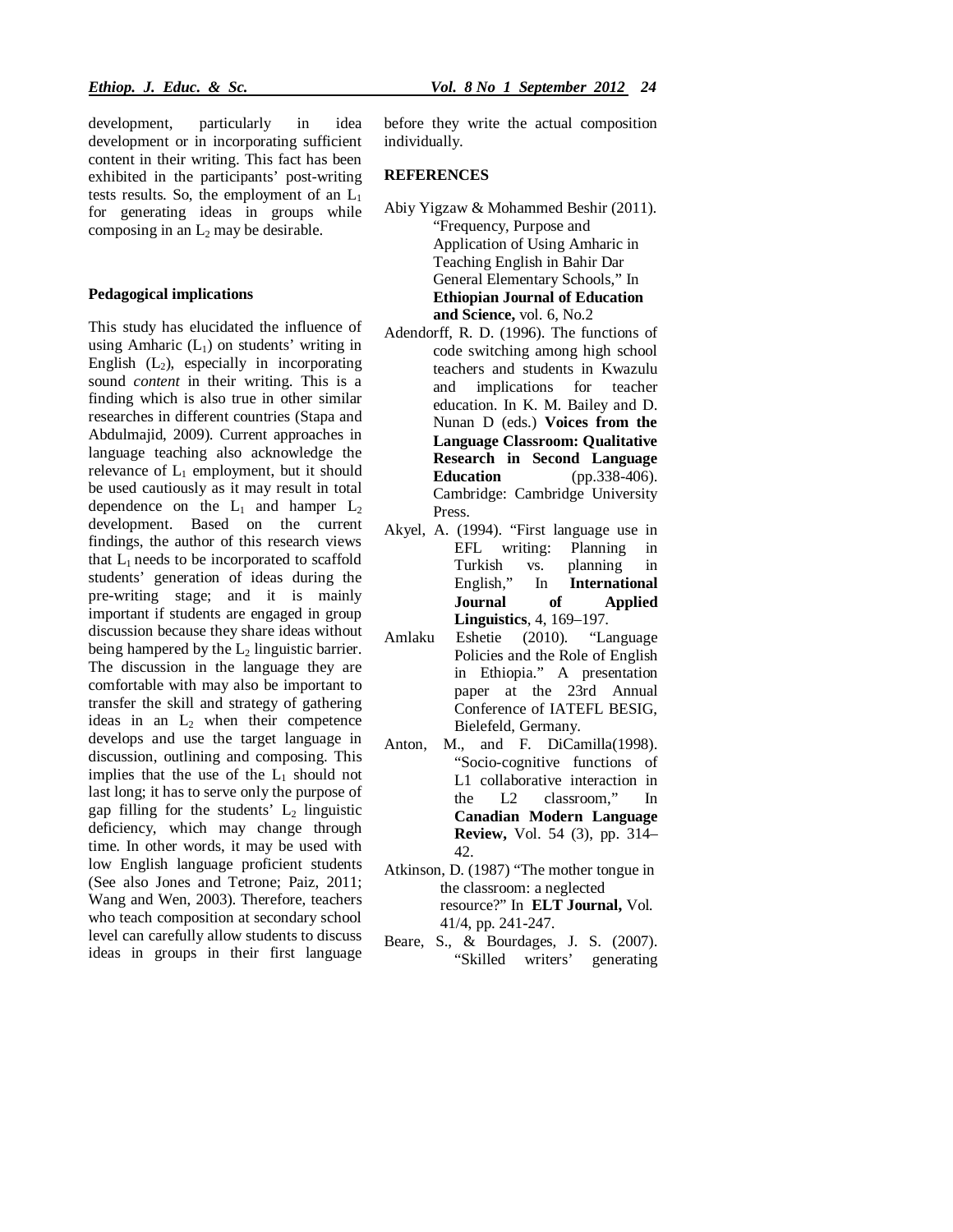development, particularly in idea development or in incorporating sufficient content in their writing. This fact has been exhibited in the participants' post-writing tests results. So, the employment of an $L_1$ for generating ideas in groups while composing in an $L_2$ may be desirable.

**Pedagogical implications**

This study has elucidated the influence of using Amharic ($L_1$) on students' writing in English ($L_2$), especially in incorporating sound *content* in their writing. This is a finding which is also true in other similar researches in different countries (Stapa and Abdulmajid, 2009). Current approaches in language teaching also acknowledge the relevance of $L_1$ employment, but it should be used cautiously as it may result in total dependence on the $L_1$ and hamper $L_2$ development. Based on the current findings, the author of this research views that $L_1$ needs to be incorporated to scaffold students' generation of ideas during the pre-writing stage; and it is mainly important if students are engaged in group discussion because they share ideas without being hampered by the $L_2$ linguistic barrier. The discussion in the language they are comfortable with may also be important to transfer the skill and strategy of gathering ideas in an $L_2$ when their competence develops and use the target language in discussion, outlining and composing. This implies that the use of the $L_1$ should not last long; it has to serve only the purpose of gap filling for the students' $L_2$ linguistic deficiency, which may change through time. In other words, it may be used with low English language proficient students (See also Jones and Tetrone; Paiz, 2011; Wang and Wen, 2003). Therefore, teachers who teach composition at secondary school level can carefully allow students to discuss ideas in groups in their first language before they write the actual composition individually.

**REFERENCES**

Abiy Yigzaw & Mohammed Beshir (2011). "Frequency, Purpose and Application of Using Amharic in Teaching English in Bahir Dar General Elementary Schools," In **Ethiopian Journal of Education and Science,** vol. 6, No.2

Adendorff, R. D. (1996). The functions of code switching among high school teachers and students in Kwazulu and implications for teacher education. In K. M. Bailey and D. Nunan D (eds.) **Voices from the Language Classroom: Qualitative Research in Second Language Education** (pp.338-406). Cambridge: Cambridge University Press.

Akyel, A. (1994). "First language use in EFL writing: Planning in Turkish vs. planning in English," In **International Journal of Applied Linguistics**, 4, 169–197.

Amlaku Eshetie (2010). "Language Policies and the Role of English in Ethiopia." A presentation paper at the 23rd Annual Conference of IATEFL BESIG, Bielefeld, Germany.

Anton, M., and F. DiCamilla(1998). "Socio-cognitive functions of L1 collaborative interaction in the L2 classroom," In **Canadian Modern Language Review,** Vol. 54 (3), pp. 314–42.

Atkinson, D. (1987) "The mother tongue in the classroom: a neglected resource?" In **ELT Journal,** Vol. 41/4, pp. 241-247.

Beare, S., & Bourdages, J. S. (2007). "Skilled writers' generating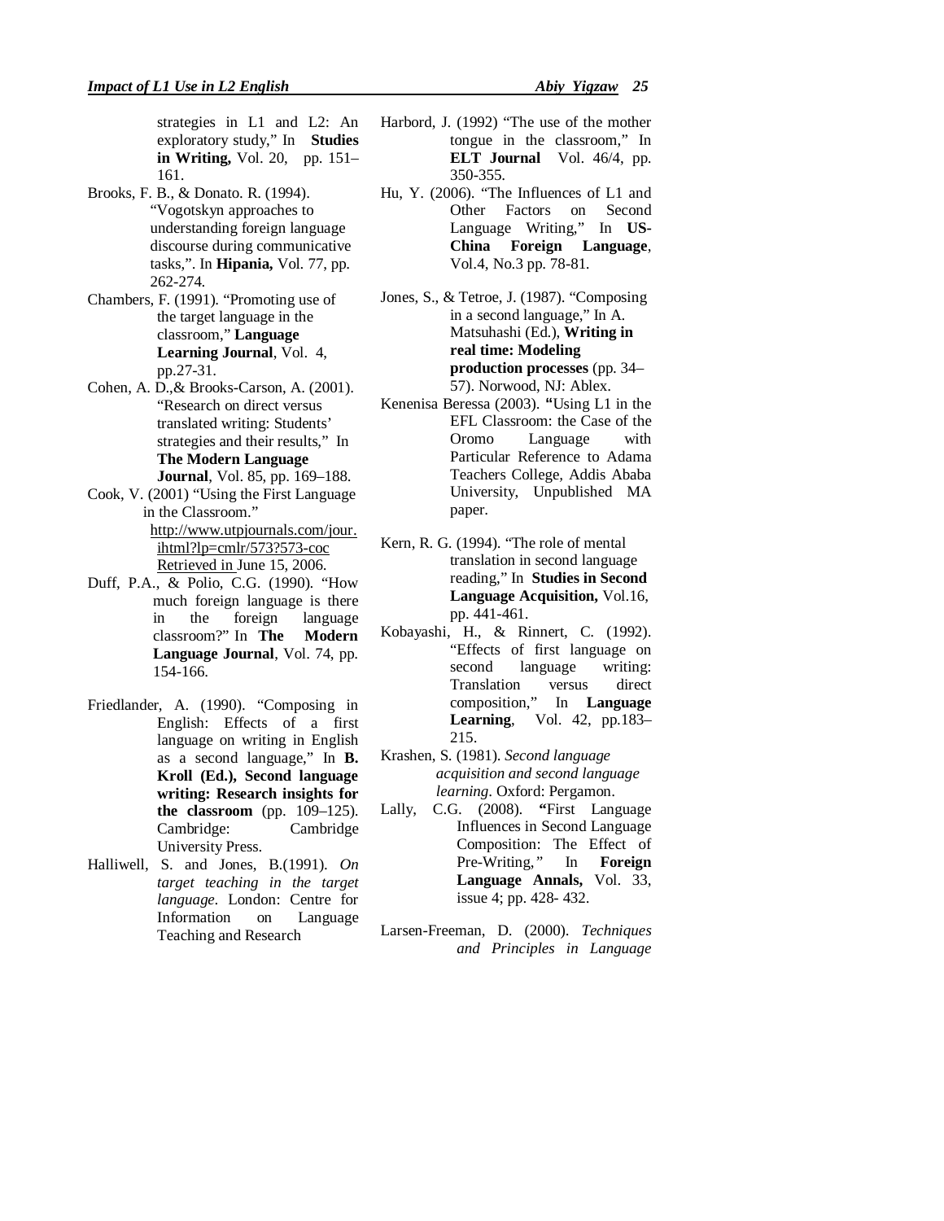strategies in L1 and L2: An exploratory study," In **Studies in Writing,** Vol. 20, pp. 151–161.

Brooks, F. B., & Donato. R. (1994). "Vogotskyn approaches to understanding foreign language discourse during communicative tasks,". In **Hipania,** Vol. 77, pp. 262-274.

Chambers, F. (1991). "Promoting use of the target language in the classroom," **Language Learning Journal**, Vol. 4, pp.27-31.

Cohen, A. D.,& Brooks-Carson, A. (2001). "Research on direct versus translated writing: Students' strategies and their results," In **The Modern Language Journal**, Vol. 85, pp. 169–188.

Cook, V. (2001) "Using the First Language in the Classroom." http://www.utpjournals.com/jour.ihtml?lp=cmlr/573?573-coc Retrieved in June 15, 2006.

Duff, P.A., & Polio, C.G. (1990). "How much foreign language is there in the foreign language classroom?" In **The Modern Language Journal**, Vol. 74, pp. 154-166.

Friedlander, A. (1990). "Composing in English: Effects of a first language on writing in English as a second language," In **B. Kroll (Ed.), Second language writing: Research insights for the classroom** (pp. 109–125). Cambridge: Cambridge University Press.

Halliwell, S. and Jones, B.(1991). *On target teaching in the target language*. London: Centre for Information on Language Teaching and Research

Harbord, J. (1992) "The use of the mother tongue in the classroom," In **ELT Journal** Vol. 46/4, pp. 350-355.

Hu, Y. (2006). "The Influences of L1 and Other Factors on Second Language Writing," In **US-China Foreign Language**, Vol.4, No.3 pp. 78-81.

Jones, S., & Tetroe, J. (1987). "Composing in a second language," In A. Matsuhashi (Ed.), **Writing in real time: Modeling production processes** (pp. 34–57). Norwood, NJ: Ablex.

Kenenisa Beressa (2003). **"**Using L1 in the EFL Classroom: the Case of the Oromo Language with Particular Reference to Adama Teachers College, Addis Ababa University, Unpublished MA paper.

Kern, R. G. (1994). "The role of mental translation in second language reading," In **Studies in Second Language Acquisition,** Vol.16, pp. 441-461.

Kobayashi, H., & Rinnert, C. (1992). "Effects of first language on second language writing: Translation versus direct composition," In **Language Learning**, Vol. 42, pp.183–215.

Krashen, S. (1981). *Second language acquisition and second language learning*. Oxford: Pergamon.

Lally, C.G. (2008). **"**First Language Influences in Second Language Composition: The Effect of Pre-Writing,*"* In **Foreign Language Annals,** Vol. 33, issue 4; pp. 428- 432.

Larsen-Freeman, D. (2000). *Techniques and Principles in Language*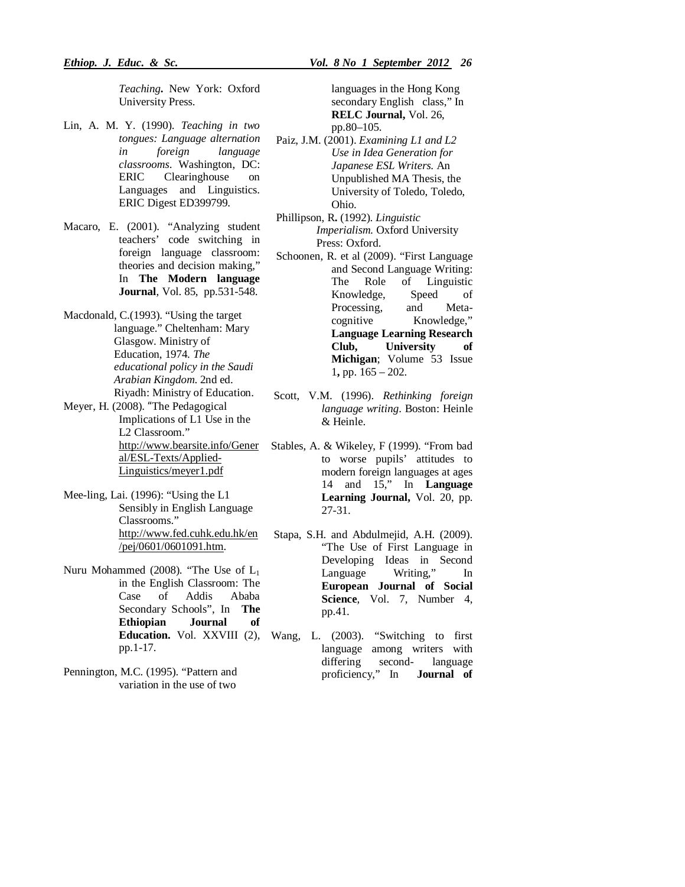*Teaching*. New York: Oxford University Press.

Lin, A. M. Y. (1990). *Teaching in two tongues: Language alternation in foreign language classrooms*. Washington, DC: ERIC Clearinghouse on Languages and Linguistics. ERIC Digest ED399799.

Macaro, E. (2001). "Analyzing student teachers' code switching in foreign language classroom: theories and decision making," In **The Modern language Journal**, Vol. 85, pp.531-548.

Macdonald, C.(1993). "Using the target language." Cheltenham: Mary Glasgow. Ministry of Education, 1974. *The educational policy in the Saudi Arabian Kingdom*. 2nd ed. Riyadh: Ministry of Education.

Meyer, H. (2008). "The Pedagogical Implications of L1 Use in the L2 Classroom." http://www.bearsite.info/General/ESL-Texts/Applied-Linguistics/meyer1.pdf

Mee-ling, Lai. (1996): "Using the L1 Sensibly in English Language Classrooms." http://www.fed.cuhk.edu.hk/en/pej/0601/0601091.htm.

Nuru Mohammed (2008). "The Use of $L_1$ in the English Classroom: The Case of Addis Ababa Secondary Schools", In **The Ethiopian Journal of Education.** Vol. XXVIII (2), pp.1-17.

Pennington, M.C. (1995). "Pattern and variation in the use of two languages in the Hong Kong secondary English class," In **RELC Journal,** Vol. 26, pp.80–105.

Paiz, J.M. (2001). *Examining L1 and L2 Use in Idea Generation for Japanese ESL Writers.* An Unpublished MA Thesis, the University of Toledo, Toledo, Ohio.

Phillipson, R**.** (1992). *Linguistic Imperialism.* Oxford University Press: Oxford.

Schoonen, R. et al (2009). "First Language and Second Language Writing: The Role of Linguistic Knowledge, Speed of Processing, and Meta-cognitive Knowledge," **Language Learning Research Club, University of Michigan**; Volume 53 Issue 1**,** pp. 165 – 202.

Scott, V.M. (1996). *Rethinking foreign language writing*. Boston: Heinle & Heinle.

Stables, A. & Wikeley, F (1999). "From bad to worse pupils' attitudes to modern foreign languages at ages 14 and 15," In **Language Learning Journal,** Vol. 20, pp. 27-31.

Stapa, S.H. and Abdulmejid, A.H. (2009). "The Use of First Language in Developing Ideas in Second Language Writing," In **European Journal of Social Science**, Vol. 7, Number 4, pp.41.

Wang, L. (2003). "Switching to first language among writers with differing second- language proficiency," In **Journal of**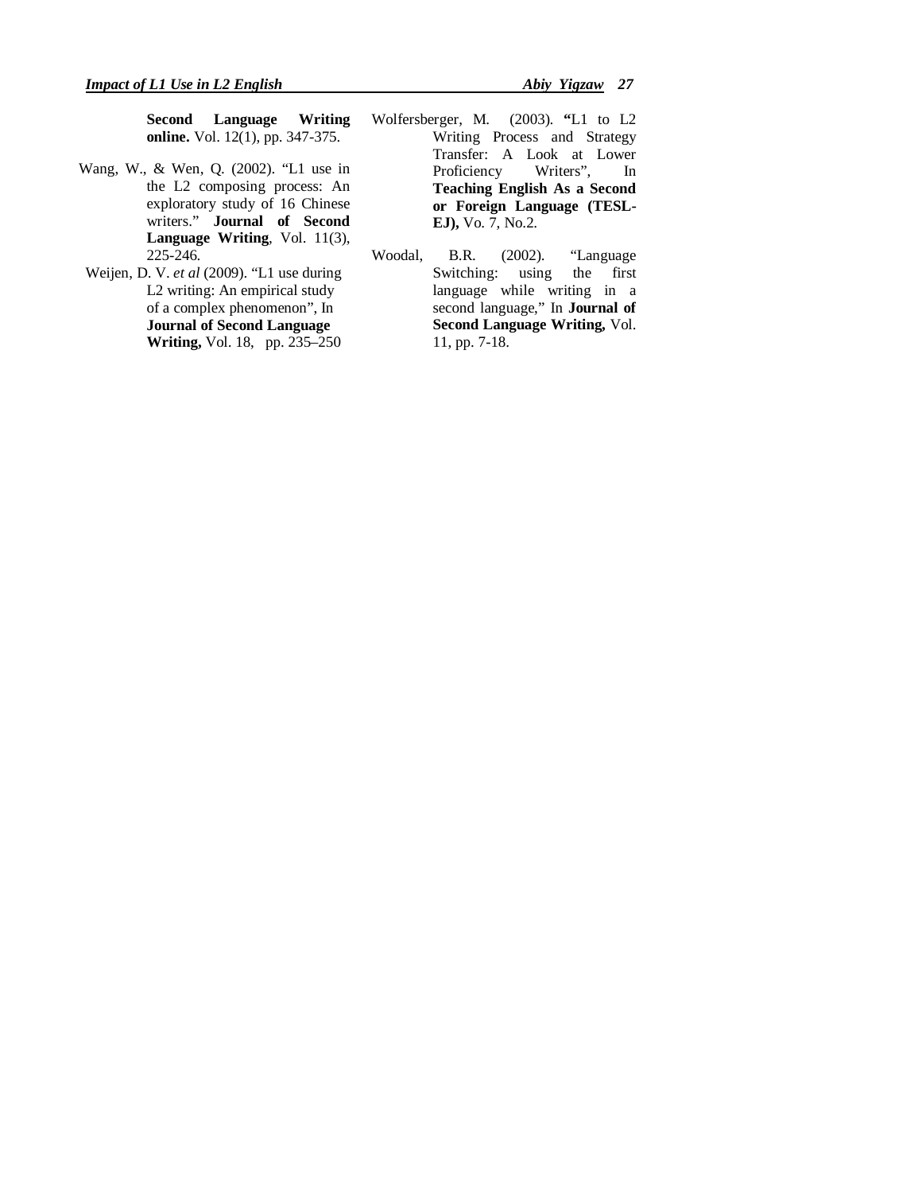**Second Language Writing online.** Vol. 12(1), pp. 347-375.

Wang, W., & Wen, Q. (2002). "L1 use in the L2 composing process: An exploratory study of 16 Chinese writers." **Journal of Second Language Writing**, Vol. 11(3), 225-246.

Weijen, D. V. *et al* (2009). "L1 use during L2 writing: An empirical study of a complex phenomenon", In **Journal of Second Language Writing,** Vol. 18, pp. 235–250

Wolfersberger, M. (2003). **"**L1 to L2 Writing Process and Strategy Transfer: A Look at Lower Proficiency Writers", In **Teaching English As a Second or Foreign Language (TESL-EJ),** Vo. 7, No.2.

Woodal, B.R. (2002). "Language Switching: using the first language while writing in a second language," In **Journal of Second Language Writing,** Vol. 11, pp. 7-18.